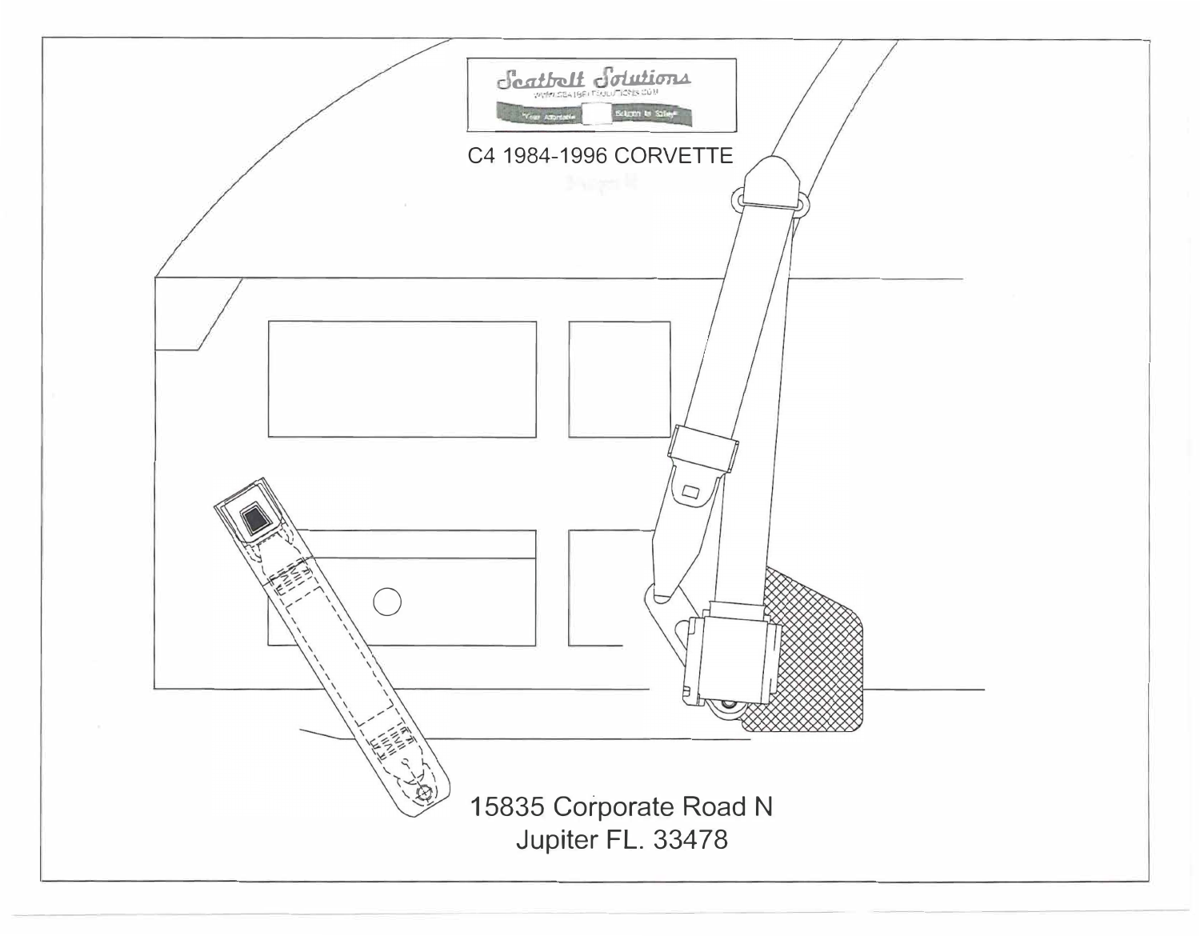Seatbelt Solutions

WWW.SEATBELTSOLUTIONS.COM

Your Affordable Solution to Safety

C4 1984-1996 CORVETTE

15835 Corporate Road N
Jupiter FL. 33478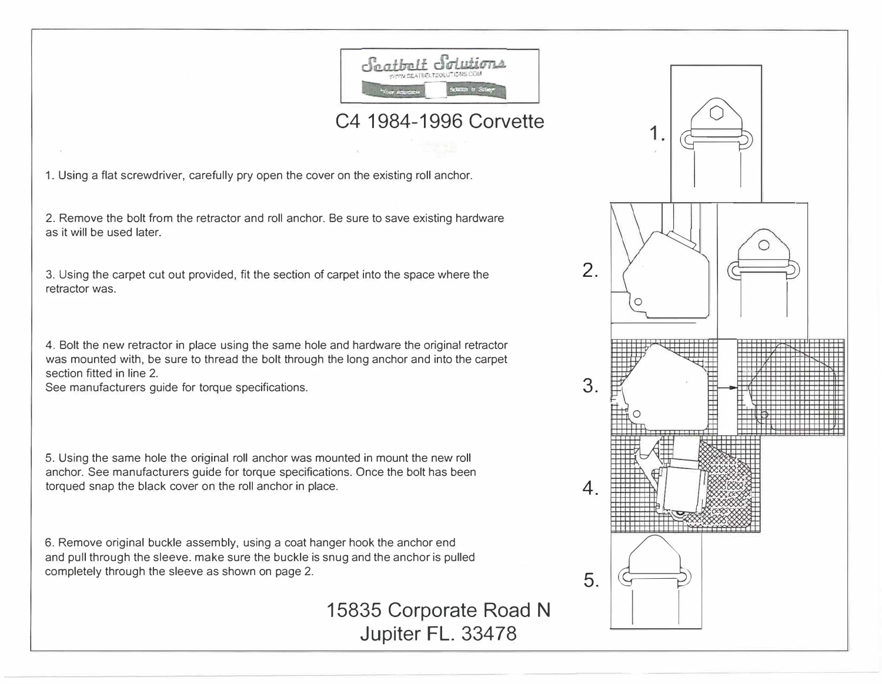Seatbelt Solutions
www.seatbeltsolutions.com
"Your Affordable Solution in Safety"

# C4 1984-1996 Corvette

1. Using a flat screwdriver, carefully pry open the cover on the existing roll anchor.

2. Remove the bolt from the retractor and roll anchor. Be sure to save existing hardware as it will be used later.

3. Using the carpet cut out provided, fit the section of carpet into the space where the retractor was.

4. Bolt the new retractor in place using the same hole and hardware the original retractor was mounted with, be sure to thread the bolt through the long anchor and into the carpet section fitted in line 2.
See manufacturers guide for torque specifications.

5. Using the same hole the original roll anchor was mounted in mount the new roll anchor. See manufacturers guide for torque specifications. Once the bolt has been torqued snap the black cover on the roll anchor in place.

6. Remove original buckle assembly, using a coat hanger hook the anchor end and pull through the sleeve. make sure the buckle is snug and the anchor is pulled completely through the sleeve as shown on page 2.

1.

2.

3.

4.

5.

15835 Corporate Road N
Jupiter FL. 33478